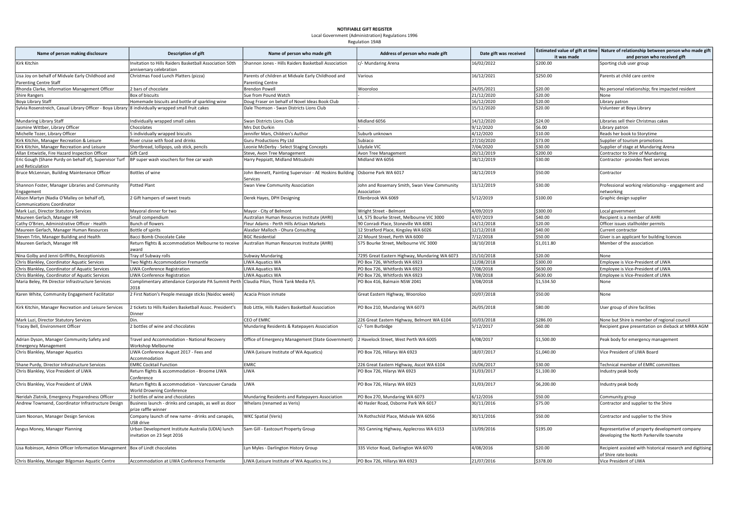**NOTIFIABLE GIFT REGISTER**

Local Government (Administration) Regulations 1996

Regulation 19AB

| Name of person making disclosure | Description of gift | Name of person who made gift | Address of person who made gift | Date gift was received | Estimated value of gift at time it was made | Nature of relationship between person who made gift and person who received gift |
|---|---|---|---|---|---|---|
| Kirk Kitchin | Invitation to Hills Raiders Basketball Association 50th anniversary celebration | Shannon Jones - Hills Raiders Basketball Association | c/- Mundaring Arena | 16/02/2022 | $200.00 | Sporting club user group |
| Lisa Joy on behalf of Midvale Early Childhood and Parenting Centre Staff | Christmas Food Lunch Platters (pizza) | Parents of children at Midvale Early Childhood and Parenting Centre | Various | 16/12/2021 | $250.00 | Parents at child care centre |
| Rhonda Clarke, Information Management Officer | 2 bars of chocolate | Brendon Powell | Wooroloo | 24/05/2021 | $20.00 | No personal relationship; fire impacted resident |
| Shire Rangers | Box of biscuits | Sue from Pound Watch | | 21/12/2020 | $20.00 | None |
| Boya Library Staff | Homemade biscuits and bottle of sparkling wine | Doug Fraser on behalf of Novel Ideas Book Club | - | 16/12/2020 | $20.00 | Library patron |
| Sylvia Rosenstreich, Casual Library Officer - Boya Library | 8 individually wrapped small fruit cakes | Dale Thomson - Swan Districts Lions Club | - | 15/12/2020 | $20.00 | Volunteer at Boya Library |
| Mundaring Library Staff | Individually wrapped small cakes | Swan Districts Lions Club | Midland 6056 | 14/12/2020 | $24.00 | Libraries sell their Christmas cakes |
| Jasmine Wittber, Library Officer | Chocolates | Mrs Dot Durkin | - | 9/12/2020 | $6.00 | Library patron |
| Michelle Tozer, Library Officer | 5 individually wrapped biscuits | Jennifer Mars, Children's Author | Suburb unknown | 4/12/2020 | $10.00 | Reads her book to Storytime |
| Kirk Kitchin, Manager Recreation & Leisure | River cruise with food and drinks | Guru Productions Pty Ltd | Subiaco | 27/10/2020 | $73.00 | Supplier of tourism promotions |
| Kirk Kitchin, Manager Recreation and Leisure | Shortbread, lollipops, usb stick, pencils | Leonie McDerby - Select Staging Concepts | Lilydale VIC | 7/04/2020 | $30.00 | Supplier of stage at Mundaring Arena |
| Allan Entwistle, Fire Hazard Inspection Officer | Gift Card | Steve, Avon Tree Management | Avon Tree Management | 20/12/2019 | $200.00 | Contractor to Shire of Mundaring |
| Eric Gough (Shane Purdy on behalf of), Supervisor Turf and Reticulation | BP super wash vouchers for free car wash | Harry Peppiatt, Midland Mitsubishi | Midland WA 6056 | 18/12/2019 | $30.00 | Contractor - provides fleet services |
| Bruce McLennan, Building Maintenance Officer | Bottles of wine | John Bennett, Painting Supervisor - AE Hoskins Building Services | Osborne Park WA 6017 | 18/12/2019 | $50.00 | Contractor |
| Shannon Foster, Manager Libraries and Community Engagement | Potted Plant | Swan View Community Association | John and Rosemary Smith, Swan View Community Association | 13/12/2019 | $30.00 | Professional working relationship - engagement and networking |
| Alison Martyn (Nadia O'Malley on behalf of), Communications Coordinator | 2 Gift hampers of sweet treats | Derek Hayes, DPH Designing | Ellenbrook WA 6069 | 5/12/2019 | $100.00 | Graphic design supplier |
| Mark Luzi, Director Statutory Services | Mayoral dinner for two | Mayor - City of Belmont | Wright Street - Belmont | 4/09/2019 | $300.00 | Local government |
| Maureen Gerlach, Manager HR | Small compendium | Australian Human Resources Institute (AHRI) | L4, 575 Bourke Street, Melbourne VIC 3000 | 4/07/2019 | $40.00 | Recipient is a member of AHRI |
| Cathy O'Brien, Administrative Officer - Health | Bunch of flowers | Fleur Adams - Perth Hills Artisan Markets | 90 Conradi Place, Stoneville WA 6081 | 14/12/2018 | $20.00 | Officer issues stallholder permits |
| Maureen Gerlach, Manager Human Resources | Bottle of spirits | Alasdair Malloch - Ohura Consulting | 12 Stratford Place, Kingsley WA 6026 | 12/12/2018 | $40.00 | Current contractor |
| Steven Trlin, Manager Building and Health | Bacci Bomb Chocolate Cake | BGC Residential | 22 Mount Street, Perth WA 6000 | 7/12/2018 | $50.00 | Giver is an applicant for building licences |
| Maureen Gerlach, Manager HR | Return flights & accommodation Melbourne to receive award | Australian Human Resources Institute (AHRI) | 575 Bourke Street, Melbourne VIC 3000 | 18/10/2018 | $1,011.80 | Member of the association |
| Nina Golby and Jenni Griffiths, Receptionists | Tray of Subway rolls | Subway Mundaring | 7295 Great Eastern Highway, Mundaring WA 6073 | 15/10/2018 | $20.00 | None |
| Chris Blankley, Coordinator Aquatic Services | Two Nights Accommodation Fremantle | LIWA Aquatics WA | PO Box 726, Whitfords WA 6923 | 12/08/2018 | $300.00 | Employee is Vice-President of LIWA |
| Chris Blankley, Coordinator of Aquatic Services | LIWA Conference Registration | LIWA Aquatics WA | PO Box 726, Whitfords WA 6923 | 7/08/2018 | $630.00 | Employee is Vice-President of LIWA |
| Chris Blankley, Coordinator of Aquatic Services | LIWA Conference Registration | LIWA Aquatics WA | PO Box 726, Whitfords WA 6923 | 7/08/2018 | $630.00 | Employee is Vice-President of LIWA |
| Maria Beley, PA Director Infrastructure Services | Complimentary attendance Corporate PA Summit Perth 2018 | Claudia Pilon, Think Tank Media P/L | PO Box 416, Balmain NSW 2041 | 3/08/2018 | $1,534.50 | None |
| Karen White, Community Engagement Facilitator | 2 First Nation's People message sticks (Naidoc week) | Acacia Prison inmate | Great Eastern Highway, Wooroloo | 10/07/2018 | $50.00 | None |
| Kirk Kitchin, Manager Recreation and Leisure Services | 2 tickets to Hills Raiders Basketball Assoc. President's Dinner | Bob Little, Hills Raiders Basketball Association | PO Box 210, Mundaring WA 6073 | 26/05/2018 | $80.00 | User group of shire facilities |
| Mark Luzi, Director Statutory Services | Din. | CEO of EMRC | 226 Great Eastern Highway, Belmont WA 6104 | 10/03/2018 | $286.00 | None but Shire is member of regional council |
| Tracey Bell, Environment Officer | 2 bottles of wine and chocolates | Mundaring Residents & Ratepayers Association | c/- Tom Burbidge | 5/12/2017 | $60.00 | Recipient gave presentation on dieback at MRRA AGM |
| Adrian Dyson, Manager Community Safety and Emergency Management | Travel and Accommodation - National Recovery Workshop Melbourne | Office of Emergency Management (State Government) | 2 Havelock Street, West Perth WA 6005 | 6/08/2017 | $1,500.00 | Peak body for emergency management |
| Chris Blankley, Manager Aquatics | LIWA Conference August 2017 - Fees and Accommodation | LIWA (Leisure Institute of WA Aquatics) | PO Box 726, Hillarys WA 6923 | 18/07/2017 | $1,040.00 | Vice President of LIWA Board |
| Shane Purdy, Director Infrastructure Services | EMRC Cocktail Function | EMRC | 226 Great Eastern Highway, Ascot WA 6104 | 15/06/2017 | $30.00 | Technical member of EMRC committees |
| Chris Blankley, Vice President of LIWA | Return flights & accommodation - Broome LIWA Conference | LIWA | PO Box 726, Hilarys WA 6923 | 31/03/2017 | $1,100.00 | Industry peak body |
| Chris Blankley, Vice President of LIWA | Return flights & accommodation - Vancouver Canada World Drowning Conference | LIWA | PO Box 726, Hilarys WA 6923 | 31/03/2017 | $6,200.00 | Industry peak body |
| Neridah Zlatnik, Emergency Preparedness Officer | 2 bottles of wine and chocolates | Mundaring Residents and Ratepayers Association | PO Box 270, Mundaring WA 6073 | 6/12/2016 | $50.00 | Community group |
| Andrew Townsend, Coordinator Infrastructure Design | Business launch - drinks and canapés, as well as door prize raffle winner | Whelans (renamed as Veris) | 40 Hasler Road, Osborne Park WA 6017 | 30/11/2016 | $75.00 | Contractor and supplier to the Shire |
| Liam Noonan, Manager Design Services | Company launch of new name - drinks and canapés, USB drive | WKC Spatial (Veris) | 7A Rothschild Place, Midvale WA 6056 | 30/11/2016 | $50.00 | Contractor and supplier to the Shire |
| Angus Money, Manager Planning | Urban Development Institute Australia (UDIA) lunch invitation on 23 Sept 2016 | Sam Gill - Eastcourt Property Group | 765 Canning Highway, Applecross WA 6153 | 13/09/2016 | $195.00 | Representative of property development company developing the North Parkerville townsite |
| Lisa Robinson, Admin Officer Information Management | Box of Lindt chocolates | Lyn Myles - Darlington History Group | 335 Victor Road, Darlington WA 6070 | 4/08/2016 | $20.00 | Recipient assisted with historical research and digitising of Shire rate books |
| Chris Blankley, Manager Bilgoman Aquatic Centre | Accommodation at LIWA Conference Fremantle | LIWA (Leisure Institute of WA Aquatics Inc.) | PO Box 726, Hillarys WA 6923 | 21/07/2016 | $378.00 | Vice President of LIWA |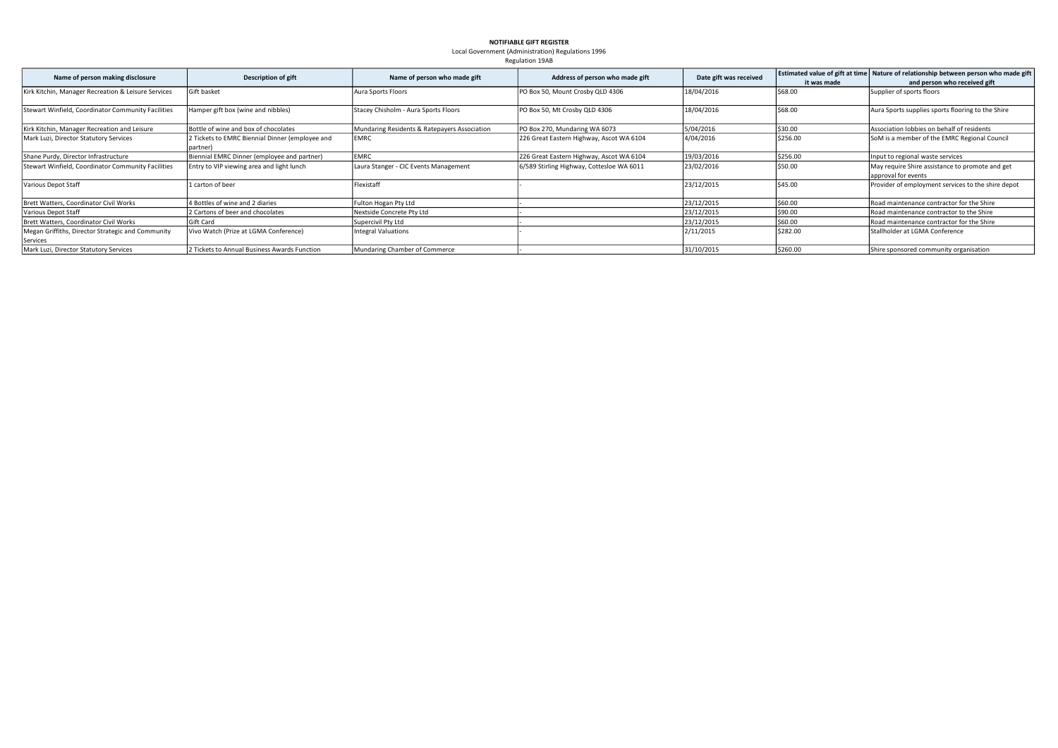**NOTIFIABLE GIFT REGISTER**

Local Government (Administration) Regulations 1996

Regulation 19AB

| Name of person making disclosure | Description of gift | Name of person who made gift | Address of person who made gift | Date gift was received | Estimated value of gift at time it was made | Nature of relationship between person who made gift and person who received gift |
|---|---|---|---|---|---|---|
| Kirk Kitchin, Manager Recreation & Leisure Services | Gift basket | Aura Sports Floors | PO Box 50, Mount Crosby QLD 4306 | 18/04/2016 | $68.00 | Supplier of sports floors |
| Stewart Winfield, Coordinator Community Facilities | Hamper gift box (wine and nibbles) | Stacey Chisholm - Aura Sports Floors | PO Box 50, Mt Crosby QLD 4306 | 18/04/2016 | $68.00 | Aura Sports supplies sports flooring to the Shire |
| Kirk Kitchin, Manager Recreation and Leisure | Bottle of wine and box of chocolates | Mundaring Residents & Ratepayers Association | PO Box 270, Mundaring WA 6073 | 5/04/2016 | $30.00 | Association lobbies on behalf of residents |
| Mark Luzi, Director Statutory Services | 2 Tickets to EMRC Biennial Dinner (employee and partner) | EMRC | 226 Great Eastern Highway, Ascot WA 6104 | 4/04/2016 | $256.00 | SoM is a member of the EMRC Regional Council |
| Shane Purdy, Director Infrastructure | Biennial EMRC Dinner (employee and partner) | EMRC | 226 Great Eastern Highway, Ascot WA 6104 | 19/03/2016 | $256.00 | Input to regional waste services |
| Stewart Winfield, Coordinator Community Facilities | Entry to VIP viewing area and light lunch | Laura Stanger - CIC Events Management | 6/589 Stirling Highway, Cottesloe WA 6011 | 23/02/2016 | $50.00 | May require Shire assistance to promote and get approval for events |
| Various Depot Staff | 1 carton of beer | Flexistaff | - | 23/12/2015 | $45.00 | Provider of employment services to the shire depot |
| Brett Watters, Coordinator Civil Works | 4 Bottles of wine and 2 diaries | Fulton Hogan Pty Ltd | - | 23/12/2015 | $60.00 | Road maintenance contractor for the Shire |
| Various Depot Staff | 2 Cartons of beer and chocolates | Nextside Concrete Pty Ltd | - | 23/12/2015 | $90.00 | Road maintenance contractor to the Shire |
| Brett Watters, Coordinator Civil Works | Gift Card | Supercivil Pty Ltd | - | 23/12/2015 | $60.00 | Road maintenance contractor for the Shire |
| Megan Griffiths, Director Strategic and Community Services | Vivo Watch (Prize at LGMA Conference) | Integral Valuations | - | 2/11/2015 | $282.00 | Stallholder at LGMA Conference |
| Mark Luzi, Director Statutory Services | 2 Tickets to Annual Business Awards Function | Mundaring Chamber of Commerce | - | 31/10/2015 | $260.00 | Shire sponsored community organisation |